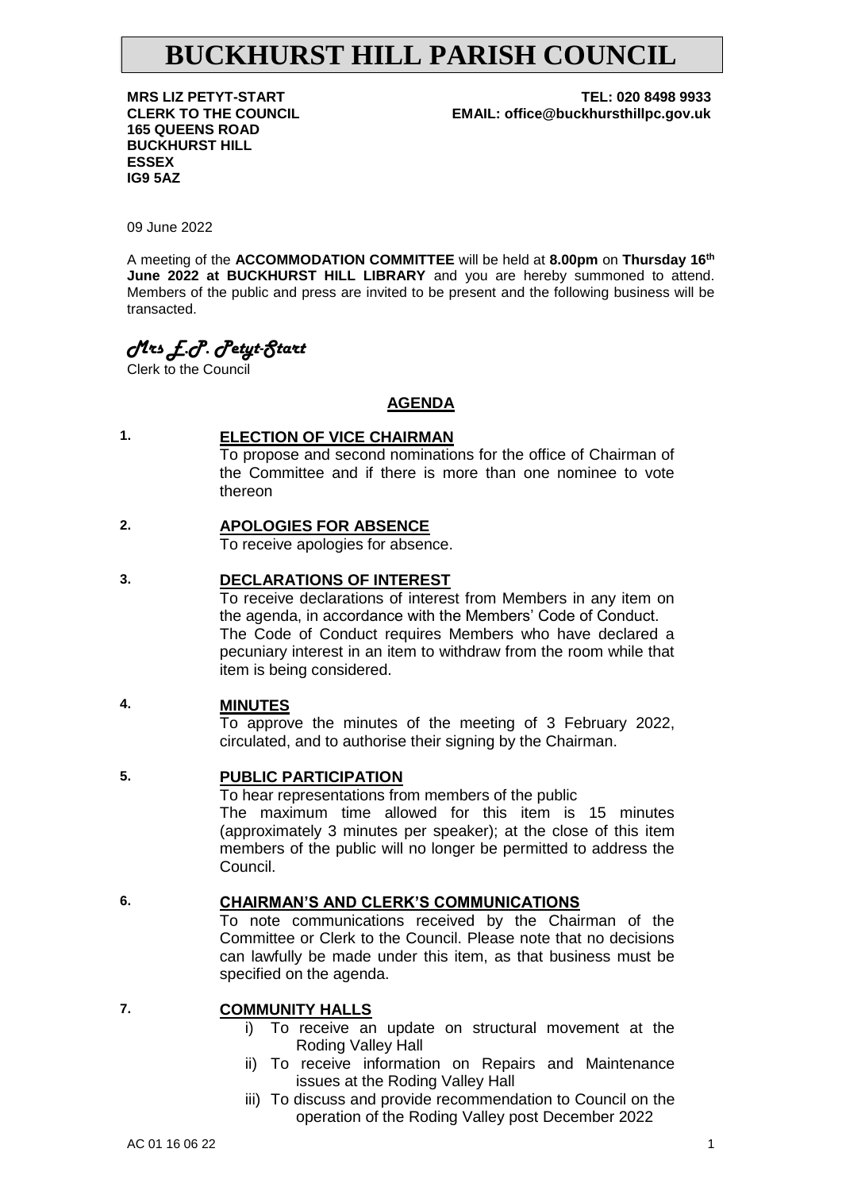# BUCKHURST HILL PARISH COUNCIL

**MRS LIZ PETYT-START**
**CLERK TO THE COUNCIL**
**165 QUEENS ROAD**
**BUCKHURST HILL**
**ESSEX**
**IG9 5AZ**

**TEL: 020 8498 9933**
**EMAIL: office@buckhursthillpc.gov.uk**

09 June 2022

A meeting of the **ACCOMMODATION COMMITTEE** will be held at **8.00pm** on **Thursday 16th June 2022 at BUCKHURST HILL LIBRARY** and you are hereby summoned to attend. Members of the public and press are invited to be present and the following business will be transacted.

*Mrs E.P. Petyt-Start*
Clerk to the Council

## AGENDA

**1. ELECTION OF VICE CHAIRMAN**

To propose and second nominations for the office of Chairman of the Committee and if there is more than one nominee to vote thereon

**2. APOLOGIES FOR ABSENCE**

To receive apologies for absence.

**3. DECLARATIONS OF INTEREST**

To receive declarations of interest from Members in any item on the agenda, in accordance with the Members' Code of Conduct. The Code of Conduct requires Members who have declared a pecuniary interest in an item to withdraw from the room while that item is being considered.

**4. MINUTES**

To approve the minutes of the meeting of 3 February 2022, circulated, and to authorise their signing by the Chairman.

**5. PUBLIC PARTICIPATION**

To hear representations from members of the public
The maximum time allowed for this item is 15 minutes (approximately 3 minutes per speaker); at the close of this item members of the public will no longer be permitted to address the Council.

**6. CHAIRMAN'S AND CLERK'S COMMUNICATIONS**

To note communications received by the Chairman of the Committee or Clerk to the Council. Please note that no decisions can lawfully be made under this item, as that business must be specified on the agenda.

**7. COMMUNITY HALLS**

- i) To receive an update on structural movement at the Roding Valley Hall
- ii) To receive information on Repairs and Maintenance issues at the Roding Valley Hall
- iii) To discuss and provide recommendation to Council on the operation of the Roding Valley post December 2022

AC 01 16 06 22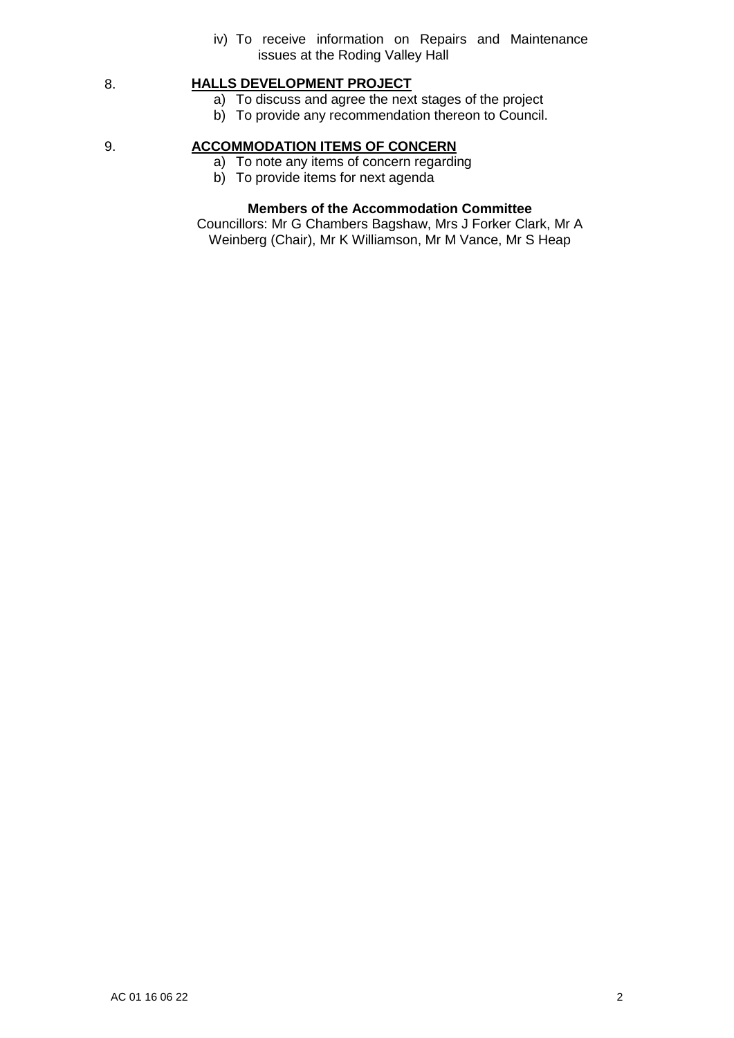iv) To receive information on Repairs and Maintenance issues at the Roding Valley Hall

8. **HALLS DEVELOPMENT PROJECT**

a) To discuss and agree the next stages of the project
b) To provide any recommendation thereon to Council.

9. **ACCOMMODATION ITEMS OF CONCERN**

a) To note any items of concern regarding
b) To provide items for next agenda

**Members of the Accommodation Committee**

Councillors: Mr G Chambers Bagshaw, Mrs J Forker Clark, Mr A Weinberg (Chair), Mr K Williamson, Mr M Vance, Mr S Heap

AC 01 16 06 22